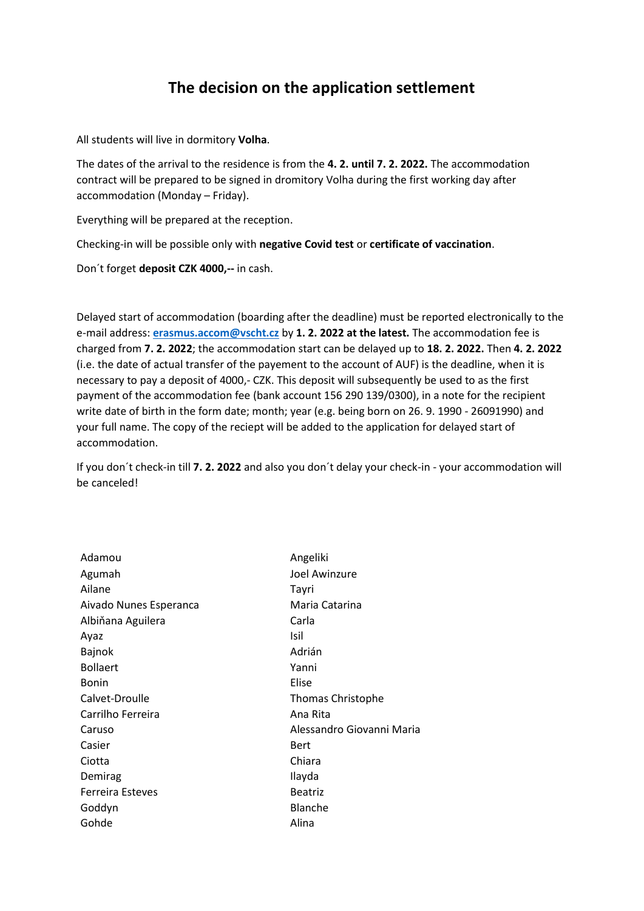# The decision on the application settlement

All students will live in dormitory **Volha**.

The dates of the arrival to the residence is from the **4. 2. until 7. 2. 2022.** The accommodation contract will be prepared to be signed in dromitory Volha during the first working day after accommodation (Monday – Friday).

Everything will be prepared at the reception.

Checking-in will be possible only with **negative Covid test** or **certificate of vaccination**.

Don´t forget **deposit CZK 4000,--** in cash.

Delayed start of accommodation (boarding after the deadline) must be reported electronically to the e-mail address: **erasmus.accom@vscht.cz** by **1. 2. 2022 at the latest.** The accommodation fee is charged from **7. 2. 2022**; the accommodation start can be delayed up to **18. 2. 2022.** Then **4. 2. 2022** (i.e. the date of actual transfer of the payement to the account of AUF) is the deadline, when it is necessary to pay a deposit of 4000,- CZK. This deposit will subsequently be used to as the first payment of the accommodation fee (bank account 156 290 139/0300), in a note for the recipient write date of birth in the form date; month; year (e.g. being born on 26. 9. 1990 - 26091990) and your full name. The copy of the reciept will be added to the application for delayed start of accommodation.

If you don´t check-in till **7. 2. 2022** and also you don´t delay your check-in - your accommodation will be canceled!

| | |
|---|---|
| Adamou | Angeliki |
| Agumah | Joel Awinzure |
| Ailane | Tayri |
| Aivado Nunes Esperanca | Maria Catarina |
| Albiňana Aguilera | Carla |
| Ayaz | Isil |
| Bajnok | Adrián |
| Bollaert | Yanni |
| Bonin | Elise |
| Calvet-Droulle | Thomas Christophe |
| Carrilho Ferreira | Ana Rita |
| Caruso | Alessandro Giovanni Maria |
| Casier | Bert |
| Ciotta | Chiara |
| Demirag | Ilayda |
| Ferreira Esteves | Beatriz |
| Goddyn | Blanche |
| Gohde | Alina |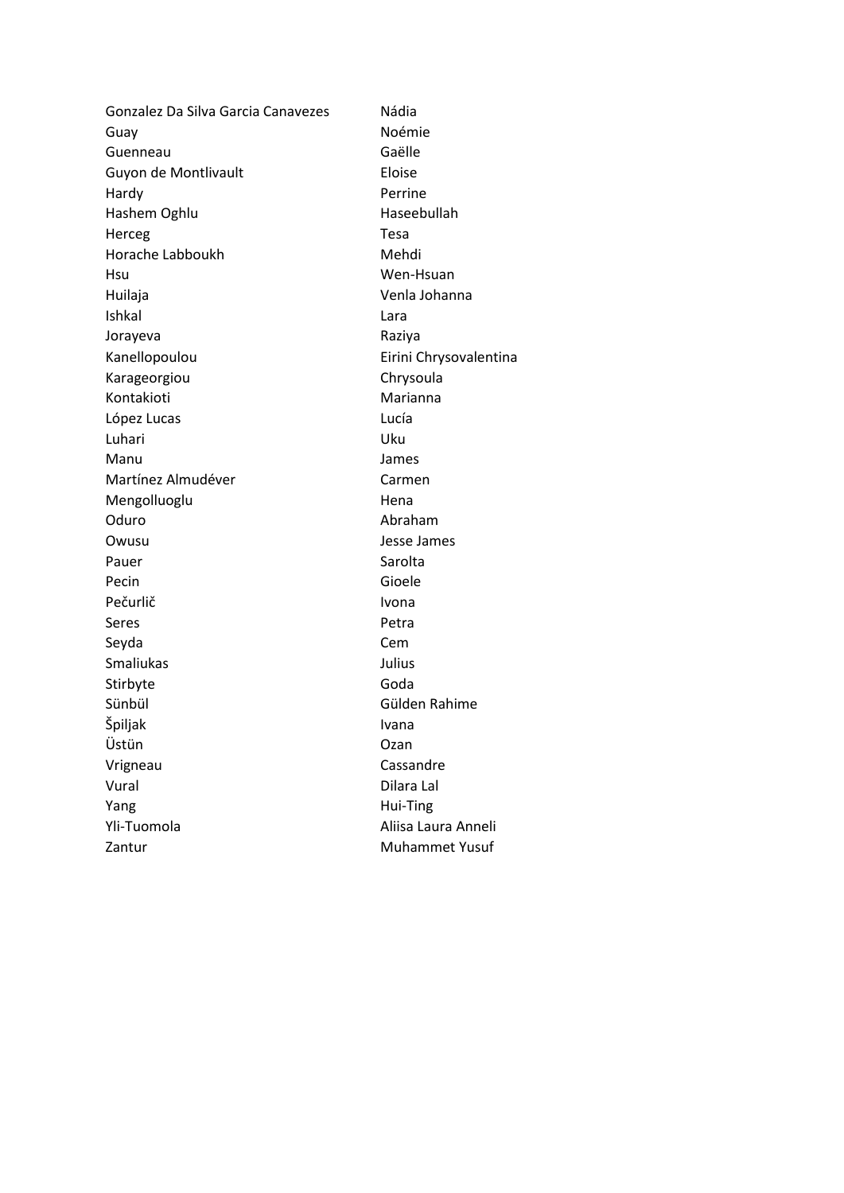| | |
|---|---|
| Gonzalez Da Silva Garcia Canavezes | Nádia |
| Guay | Noémie |
| Guenneau | Gaëlle |
| Guyon de Montlivault | Eloise |
| Hardy | Perrine |
| Hashem Oghlu | Haseebullah |
| Herceg | Tesa |
| Horache Labboukh | Mehdi |
| Hsu | Wen-Hsuan |
| Huilaja | Venla Johanna |
| Ishkal | Lara |
| Jorayeva | Raziya |
| Kanellopoulou | Eirini Chrysovalentina |
| Karageorgiou | Chrysoula |
| Kontakioti | Marianna |
| López Lucas | Lucía |
| Luhari | Uku |
| Manu | James |
| Martínez Almudéver | Carmen |
| Mengolluoglu | Hena |
| Oduro | Abraham |
| Owusu | Jesse James |
| Pauer | Sarolta |
| Pecin | Gioele |
| Pečurlič | Ivona |
| Seres | Petra |
| Seyda | Cem |
| Smaliukas | Julius |
| Stirbyte | Goda |
| Sünbül | Gülden Rahime |
| Špiljak | Ivana |
| Üstün | Ozan |
| Vrigneau | Cassandre |
| Vural | Dilara Lal |
| Yang | Hui-Ting |
| Yli-Tuomola | Aliisa Laura Anneli |
| Zantur | Muhammet Yusuf |